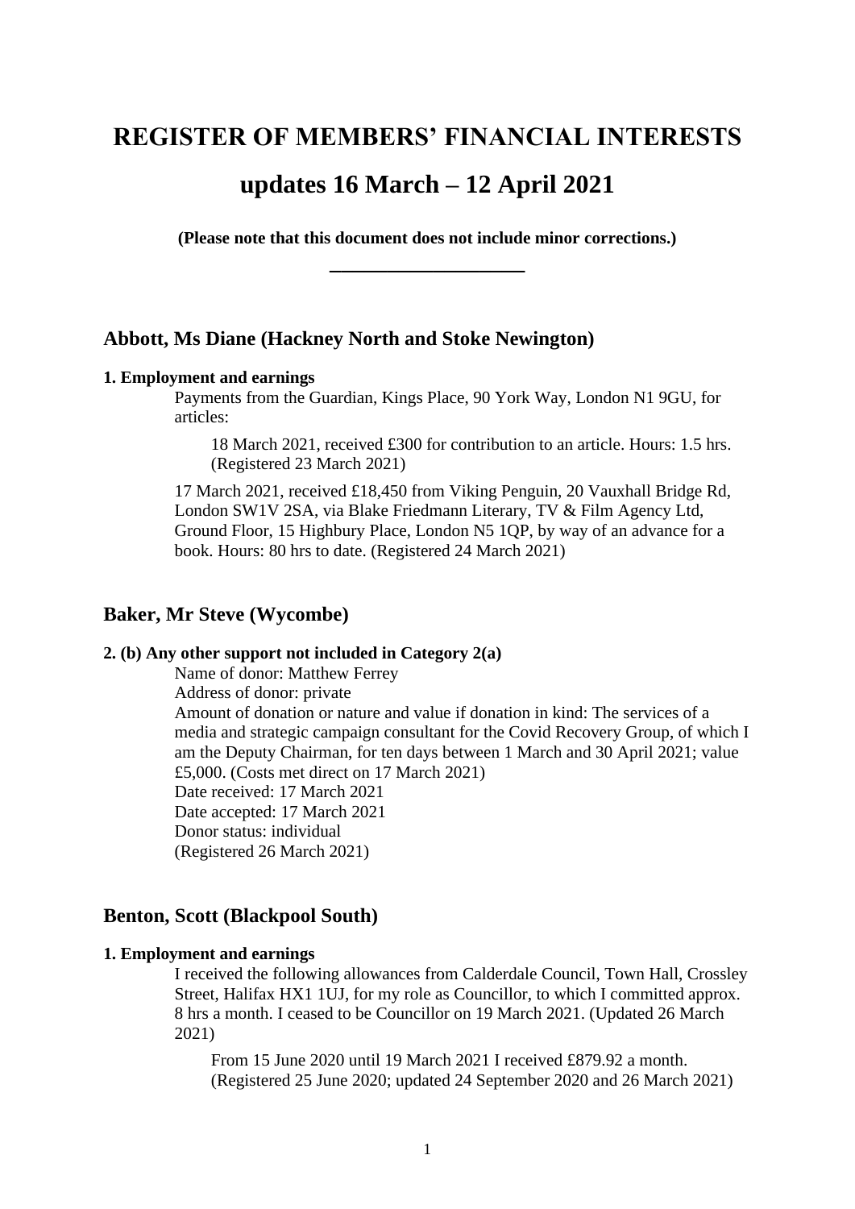# REGISTER OF MEMBERS' FINANCIAL INTERESTS

# updates 16 March – 12 April 2021

**(Please note that this document does not include minor corrections.)**

---

## Abbott, Ms Diane (Hackney North and Stoke Newington)

**1. Employment and earnings**

Payments from the Guardian, Kings Place, 90 York Way, London N1 9GU, for articles:

> 18 March 2021, received £300 for contribution to an article. Hours: 1.5 hrs. (Registered 23 March 2021)

17 March 2021, received £18,450 from Viking Penguin, 20 Vauxhall Bridge Rd, London SW1V 2SA, via Blake Friedmann Literary, TV & Film Agency Ltd, Ground Floor, 15 Highbury Place, London N5 1QP, by way of an advance for a book. Hours: 80 hrs to date. (Registered 24 March 2021)

## Baker, Mr Steve (Wycombe)

**2. (b) Any other support not included in Category 2(a)**

Name of donor: Matthew Ferrey
Address of donor: private
Amount of donation or nature and value if donation in kind: The services of a media and strategic campaign consultant for the Covid Recovery Group, of which I am the Deputy Chairman, for ten days between 1 March and 30 April 2021; value £5,000. (Costs met direct on 17 March 2021)
Date received: 17 March 2021
Date accepted: 17 March 2021
Donor status: individual
(Registered 26 March 2021)

## Benton, Scott (Blackpool South)

**1. Employment and earnings**

I received the following allowances from Calderdale Council, Town Hall, Crossley Street, Halifax HX1 1UJ, for my role as Councillor, to which I committed approx. 8 hrs a month. I ceased to be Councillor on 19 March 2021. (Updated 26 March 2021)

> From 15 June 2020 until 19 March 2021 I received £879.92 a month. (Registered 25 June 2020; updated 24 September 2020 and 26 March 2021)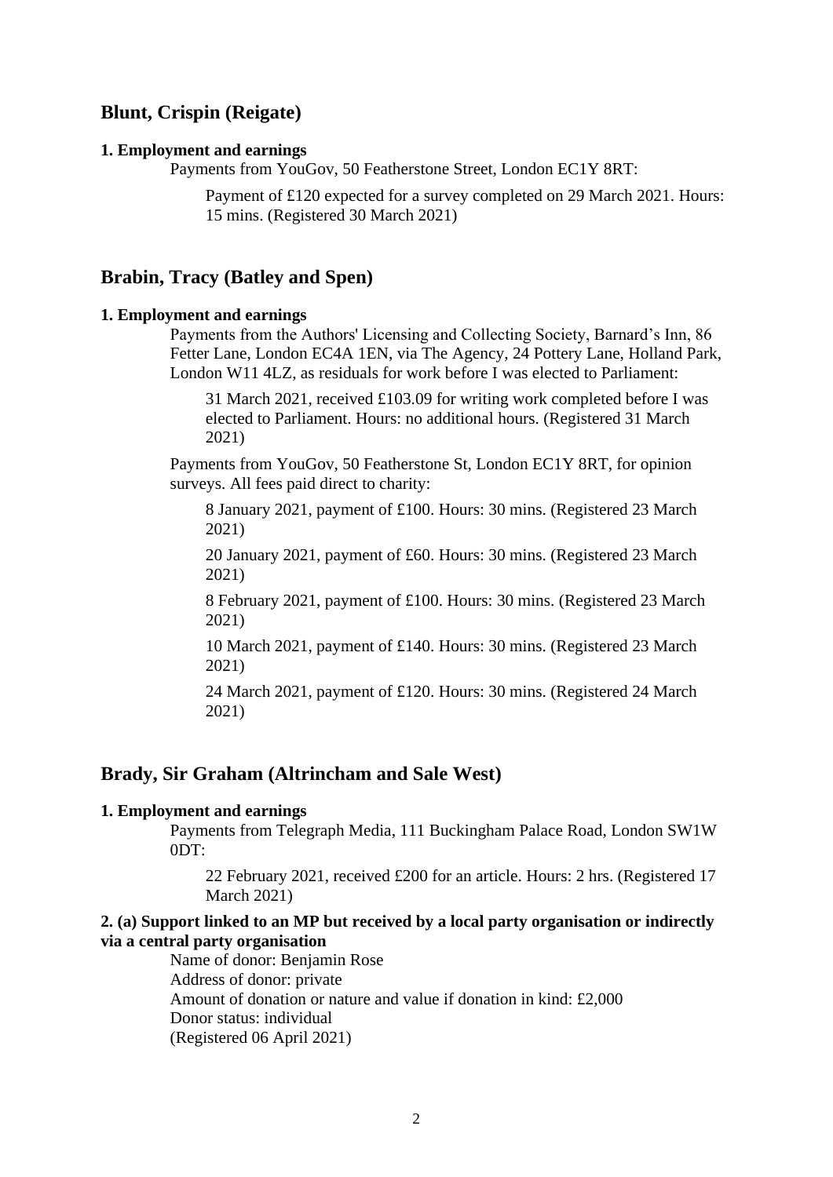## Blunt, Crispin (Reigate)

**1. Employment and earnings**

Payments from YouGov, 50 Featherstone Street, London EC1Y 8RT:

Payment of £120 expected for a survey completed on 29 March 2021. Hours: 15 mins. (Registered 30 March 2021)

## Brabin, Tracy (Batley and Spen)

**1. Employment and earnings**

Payments from the Authors' Licensing and Collecting Society, Barnard’s Inn, 86 Fetter Lane, London EC4A 1EN, via The Agency, 24 Pottery Lane, Holland Park, London W11 4LZ, as residuals for work before I was elected to Parliament:

31 March 2021, received £103.09 for writing work completed before I was elected to Parliament. Hours: no additional hours. (Registered 31 March 2021)

Payments from YouGov, 50 Featherstone St, London EC1Y 8RT, for opinion surveys. All fees paid direct to charity:

8 January 2021, payment of £100. Hours: 30 mins. (Registered 23 March 2021)

20 January 2021, payment of £60. Hours: 30 mins. (Registered 23 March 2021)

8 February 2021, payment of £100. Hours: 30 mins. (Registered 23 March 2021)

10 March 2021, payment of £140. Hours: 30 mins. (Registered 23 March 2021)

24 March 2021, payment of £120. Hours: 30 mins. (Registered 24 March 2021)

## Brady, Sir Graham (Altrincham and Sale West)

**1. Employment and earnings**

Payments from Telegraph Media, 111 Buckingham Palace Road, London SW1W 0DT:

22 February 2021, received £200 for an article. Hours: 2 hrs. (Registered 17 March 2021)

**2. (a) Support linked to an MP but received by a local party organisation or indirectly via a central party organisation**

Name of donor: Benjamin Rose
Address of donor: private
Amount of donation or nature and value if donation in kind: £2,000
Donor status: individual
(Registered 06 April 2021)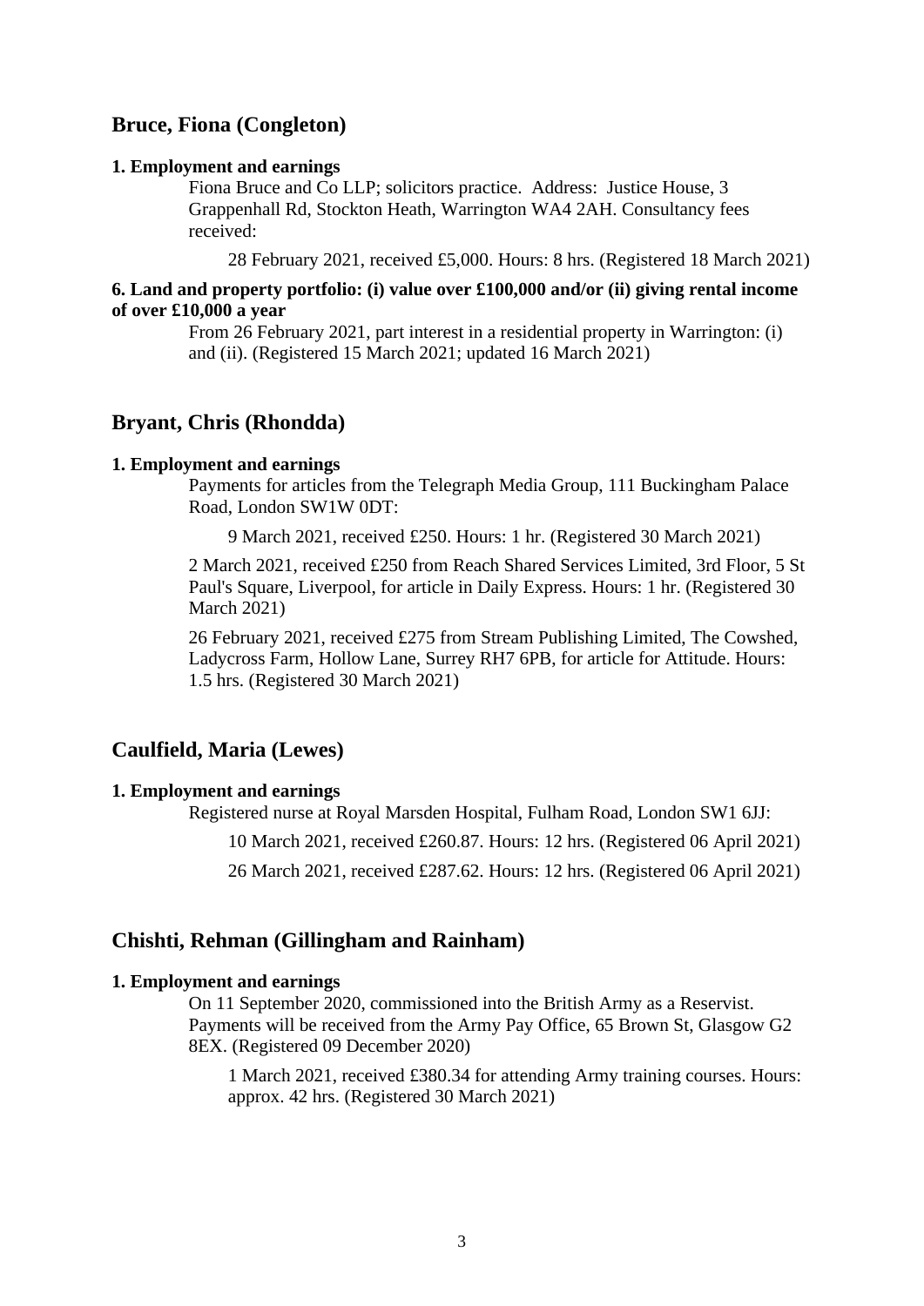## Bruce, Fiona (Congleton)

**1. Employment and earnings**

Fiona Bruce and Co LLP; solicitors practice. Address: Justice House, 3 Grappenhall Rd, Stockton Heath, Warrington WA4 2AH. Consultancy fees received:

28 February 2021, received £5,000. Hours: 8 hrs. (Registered 18 March 2021)

**6. Land and property portfolio: (i) value over £100,000 and/or (ii) giving rental income of over £10,000 a year**

From 26 February 2021, part interest in a residential property in Warrington: (i) and (ii). (Registered 15 March 2021; updated 16 March 2021)

## Bryant, Chris (Rhondda)

**1. Employment and earnings**

Payments for articles from the Telegraph Media Group, 111 Buckingham Palace Road, London SW1W 0DT:

9 March 2021, received £250. Hours: 1 hr. (Registered 30 March 2021)

2 March 2021, received £250 from Reach Shared Services Limited, 3rd Floor, 5 St Paul's Square, Liverpool, for article in Daily Express. Hours: 1 hr. (Registered 30 March 2021)

26 February 2021, received £275 from Stream Publishing Limited, The Cowshed, Ladycross Farm, Hollow Lane, Surrey RH7 6PB, for article for Attitude. Hours: 1.5 hrs. (Registered 30 March 2021)

## Caulfield, Maria (Lewes)

**1. Employment and earnings**

Registered nurse at Royal Marsden Hospital, Fulham Road, London SW1 6JJ:

10 March 2021, received £260.87. Hours: 12 hrs. (Registered 06 April 2021)

26 March 2021, received £287.62. Hours: 12 hrs. (Registered 06 April 2021)

## Chishti, Rehman (Gillingham and Rainham)

**1. Employment and earnings**

On 11 September 2020, commissioned into the British Army as a Reservist. Payments will be received from the Army Pay Office, 65 Brown St, Glasgow G2 8EX. (Registered 09 December 2020)

1 March 2021, received £380.34 for attending Army training courses. Hours: approx. 42 hrs. (Registered 30 March 2021)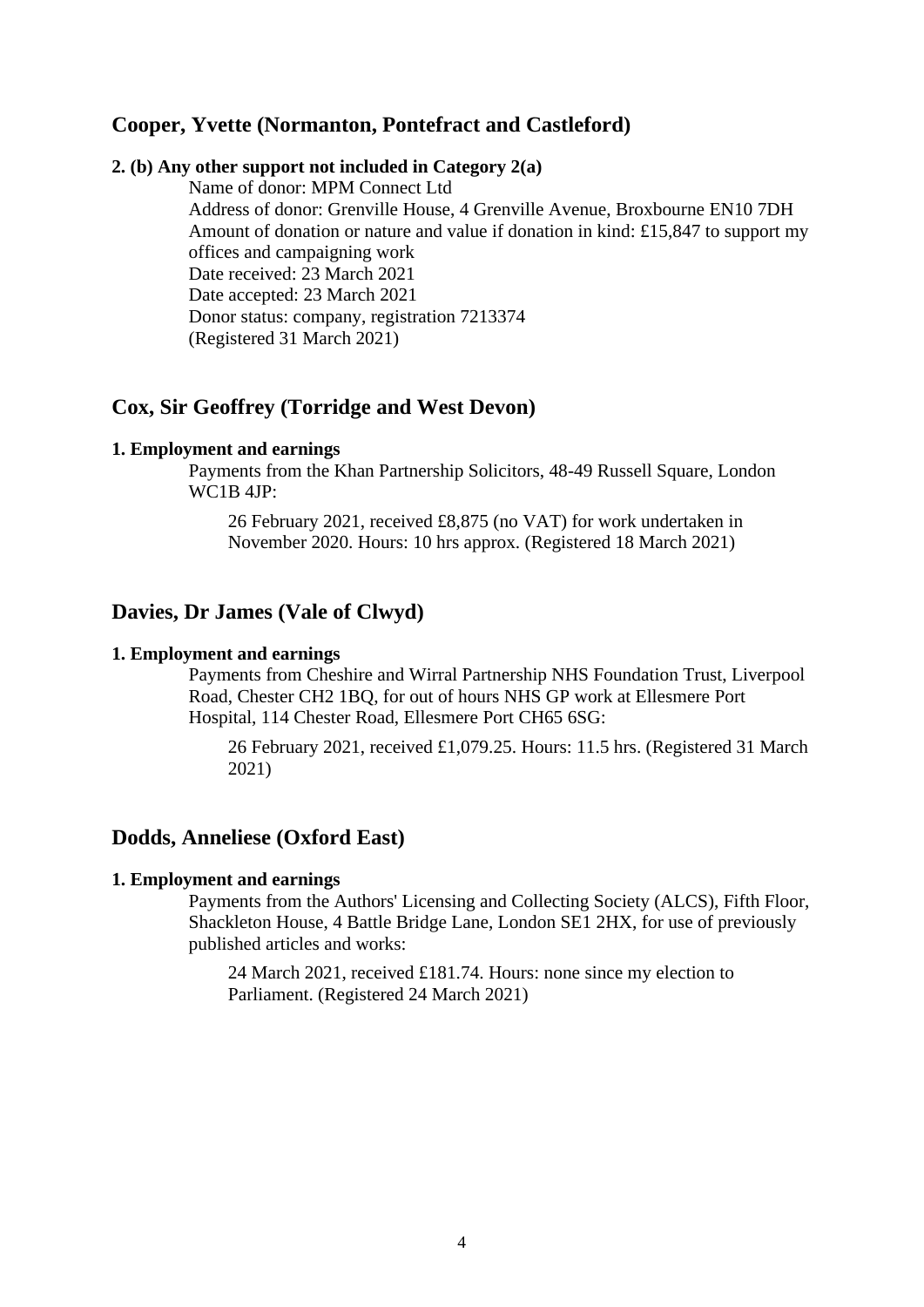## Cooper, Yvette (Normanton, Pontefract and Castleford)

**2. (b) Any other support not included in Category 2(a)**

Name of donor: MPM Connect Ltd
Address of donor: Grenville House, 4 Grenville Avenue, Broxbourne EN10 7DH
Amount of donation or nature and value if donation in kind: £15,847 to support my offices and campaigning work
Date received: 23 March 2021
Date accepted: 23 March 2021
Donor status: company, registration 7213374
(Registered 31 March 2021)

## Cox, Sir Geoffrey (Torridge and West Devon)

**1. Employment and earnings**

Payments from the Khan Partnership Solicitors, 48-49 Russell Square, London WC1B 4JP:

> 26 February 2021, received £8,875 (no VAT) for work undertaken in November 2020. Hours: 10 hrs approx. (Registered 18 March 2021)

## Davies, Dr James (Vale of Clwyd)

**1. Employment and earnings**

Payments from Cheshire and Wirral Partnership NHS Foundation Trust, Liverpool Road, Chester CH2 1BQ, for out of hours NHS GP work at Ellesmere Port Hospital, 114 Chester Road, Ellesmere Port CH65 6SG:

> 26 February 2021, received £1,079.25. Hours: 11.5 hrs. (Registered 31 March 2021)

## Dodds, Anneliese (Oxford East)

**1. Employment and earnings**

Payments from the Authors' Licensing and Collecting Society (ALCS), Fifth Floor, Shackleton House, 4 Battle Bridge Lane, London SE1 2HX, for use of previously published articles and works:

> 24 March 2021, received £181.74. Hours: none since my election to Parliament. (Registered 24 March 2021)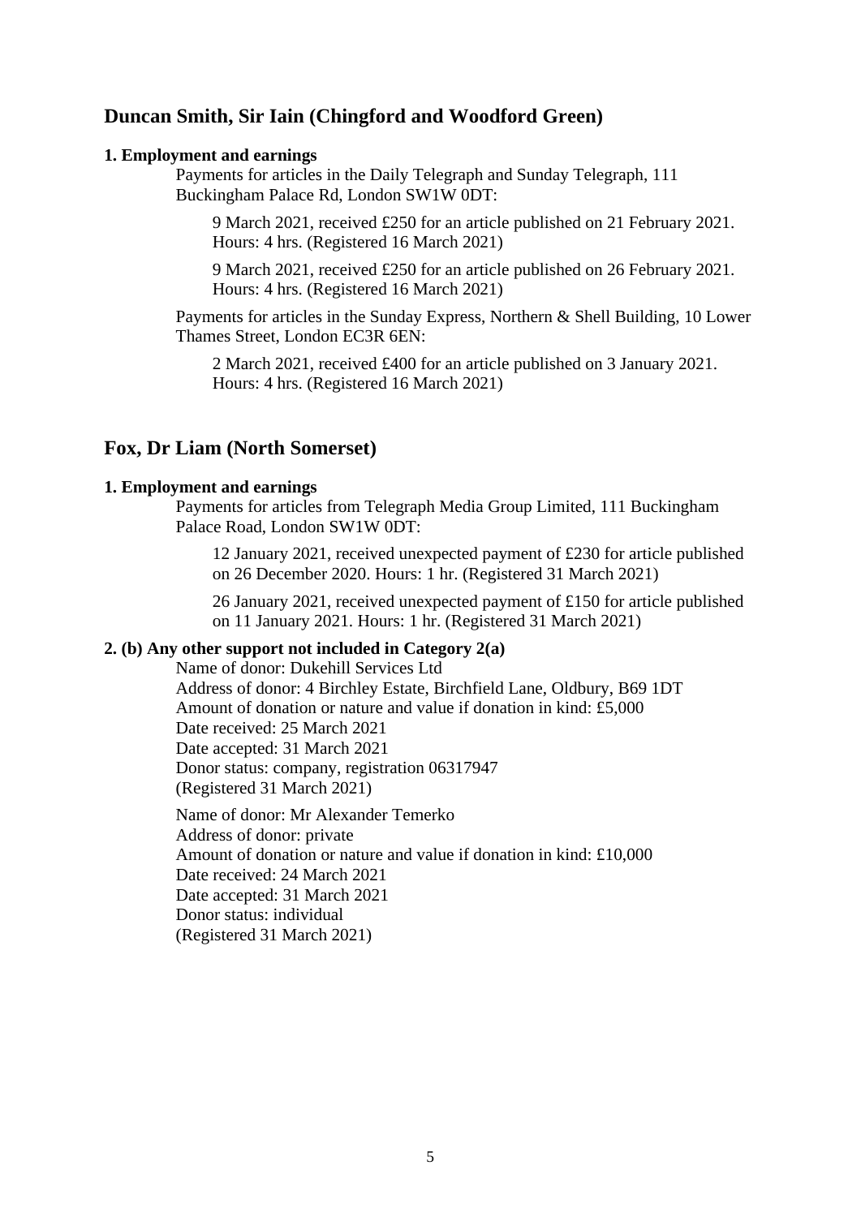## Duncan Smith, Sir Iain (Chingford and Woodford Green)

**1. Employment and earnings**

Payments for articles in the Daily Telegraph and Sunday Telegraph, 111 Buckingham Palace Rd, London SW1W 0DT:

9 March 2021, received £250 for an article published on 21 February 2021. Hours: 4 hrs. (Registered 16 March 2021)

9 March 2021, received £250 for an article published on 26 February 2021. Hours: 4 hrs. (Registered 16 March 2021)

Payments for articles in the Sunday Express, Northern & Shell Building, 10 Lower Thames Street, London EC3R 6EN:

2 March 2021, received £400 for an article published on 3 January 2021. Hours: 4 hrs. (Registered 16 March 2021)

## Fox, Dr Liam (North Somerset)

**1. Employment and earnings**

Payments for articles from Telegraph Media Group Limited, 111 Buckingham Palace Road, London SW1W 0DT:

12 January 2021, received unexpected payment of £230 for article published on 26 December 2020. Hours: 1 hr. (Registered 31 March 2021)

26 January 2021, received unexpected payment of £150 for article published on 11 January 2021. Hours: 1 hr. (Registered 31 March 2021)

**2. (b) Any other support not included in Category 2(a)**

Name of donor: Dukehill Services Ltd
Address of donor: 4 Birchley Estate, Birchfield Lane, Oldbury, B69 1DT
Amount of donation or nature and value if donation in kind: £5,000
Date received: 25 March 2021
Date accepted: 31 March 2021
Donor status: company, registration 06317947
(Registered 31 March 2021)

Name of donor: Mr Alexander Temerko
Address of donor: private
Amount of donation or nature and value if donation in kind: £10,000
Date received: 24 March 2021
Date accepted: 31 March 2021
Donor status: individual
(Registered 31 March 2021)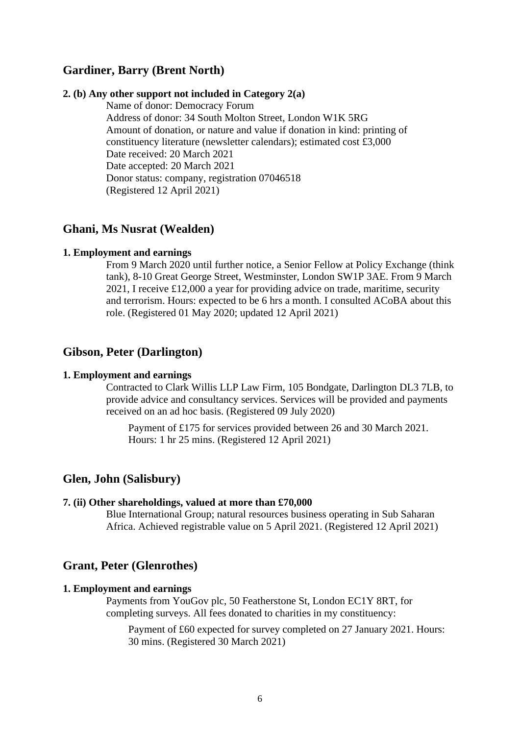## Gardiner, Barry (Brent North)

**2. (b) Any other support not included in Category 2(a)**

Name of donor: Democracy Forum
Address of donor: 34 South Molton Street, London W1K 5RG
Amount of donation, or nature and value if donation in kind: printing of constituency literature (newsletter calendars); estimated cost £3,000
Date received: 20 March 2021
Date accepted: 20 March 2021
Donor status: company, registration 07046518
(Registered 12 April 2021)

## Ghani, Ms Nusrat (Wealden)

**1. Employment and earnings**

From 9 March 2020 until further notice, a Senior Fellow at Policy Exchange (think tank), 8-10 Great George Street, Westminster, London SW1P 3AE. From 9 March 2021, I receive £12,000 a year for providing advice on trade, maritime, security and terrorism. Hours: expected to be 6 hrs a month. I consulted ACoBA about this role. (Registered 01 May 2020; updated 12 April 2021)

## Gibson, Peter (Darlington)

**1. Employment and earnings**

Contracted to Clark Willis LLP Law Firm, 105 Bondgate, Darlington DL3 7LB, to provide advice and consultancy services. Services will be provided and payments received on an ad hoc basis. (Registered 09 July 2020)

Payment of £175 for services provided between 26 and 30 March 2021. Hours: 1 hr 25 mins. (Registered 12 April 2021)

## Glen, John (Salisbury)

**7. (ii) Other shareholdings, valued at more than £70,000**

Blue International Group; natural resources business operating in Sub Saharan Africa. Achieved registrable value on 5 April 2021. (Registered 12 April 2021)

## Grant, Peter (Glenrothes)

**1. Employment and earnings**

Payments from YouGov plc, 50 Featherstone St, London EC1Y 8RT, for completing surveys. All fees donated to charities in my constituency:

Payment of £60 expected for survey completed on 27 January 2021. Hours: 30 mins. (Registered 30 March 2021)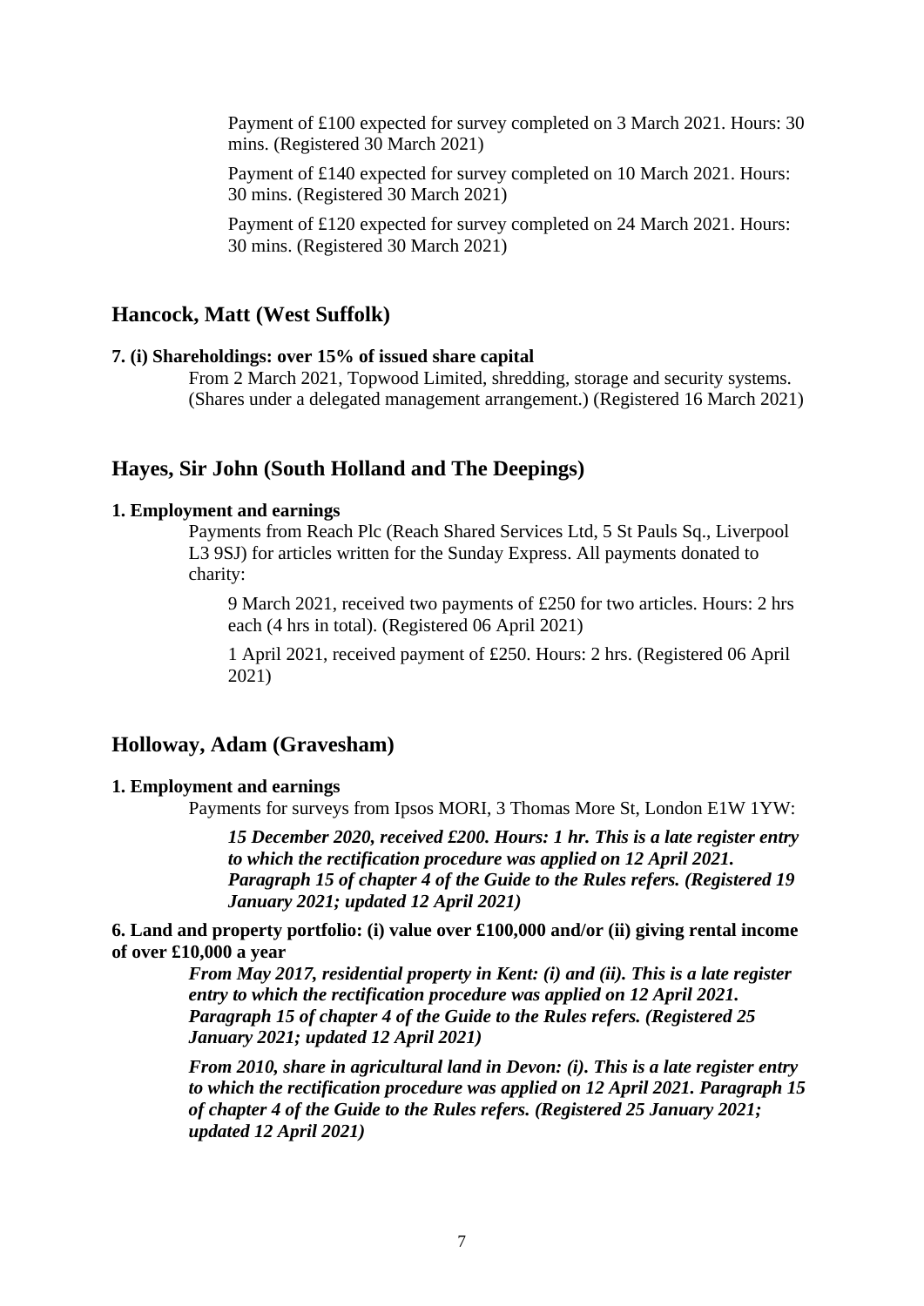Payment of £100 expected for survey completed on 3 March 2021. Hours: 30 mins. (Registered 30 March 2021)

Payment of £140 expected for survey completed on 10 March 2021. Hours: 30 mins. (Registered 30 March 2021)

Payment of £120 expected for survey completed on 24 March 2021. Hours: 30 mins. (Registered 30 March 2021)

## Hancock, Matt (West Suffolk)

**7. (i) Shareholdings: over 15% of issued share capital**

From 2 March 2021, Topwood Limited, shredding, storage and security systems. (Shares under a delegated management arrangement.) (Registered 16 March 2021)

## Hayes, Sir John (South Holland and The Deepings)

**1. Employment and earnings**

Payments from Reach Plc (Reach Shared Services Ltd, 5 St Pauls Sq., Liverpool L3 9SJ) for articles written for the Sunday Express. All payments donated to charity:

9 March 2021, received two payments of £250 for two articles. Hours: 2 hrs each (4 hrs in total). (Registered 06 April 2021)

1 April 2021, received payment of £250. Hours: 2 hrs. (Registered 06 April 2021)

## Holloway, Adam (Gravesham)

**1. Employment and earnings**

Payments for surveys from Ipsos MORI, 3 Thomas More St, London E1W 1YW:

***15 December 2020, received £200. Hours: 1 hr. This is a late register entry to which the rectification procedure was applied on 12 April 2021. Paragraph 15 of chapter 4 of the Guide to the Rules refers. (Registered 19 January 2021; updated 12 April 2021)***

**6. Land and property portfolio: (i) value over £100,000 and/or (ii) giving rental income of over £10,000 a year**

***From May 2017, residential property in Kent: (i) and (ii). This is a late register entry to which the rectification procedure was applied on 12 April 2021. Paragraph 15 of chapter 4 of the Guide to the Rules refers. (Registered 25 January 2021; updated 12 April 2021)***

***From 2010, share in agricultural land in Devon: (i). This is a late register entry to which the rectification procedure was applied on 12 April 2021. Paragraph 15 of chapter 4 of the Guide to the Rules refers. (Registered 25 January 2021; updated 12 April 2021)***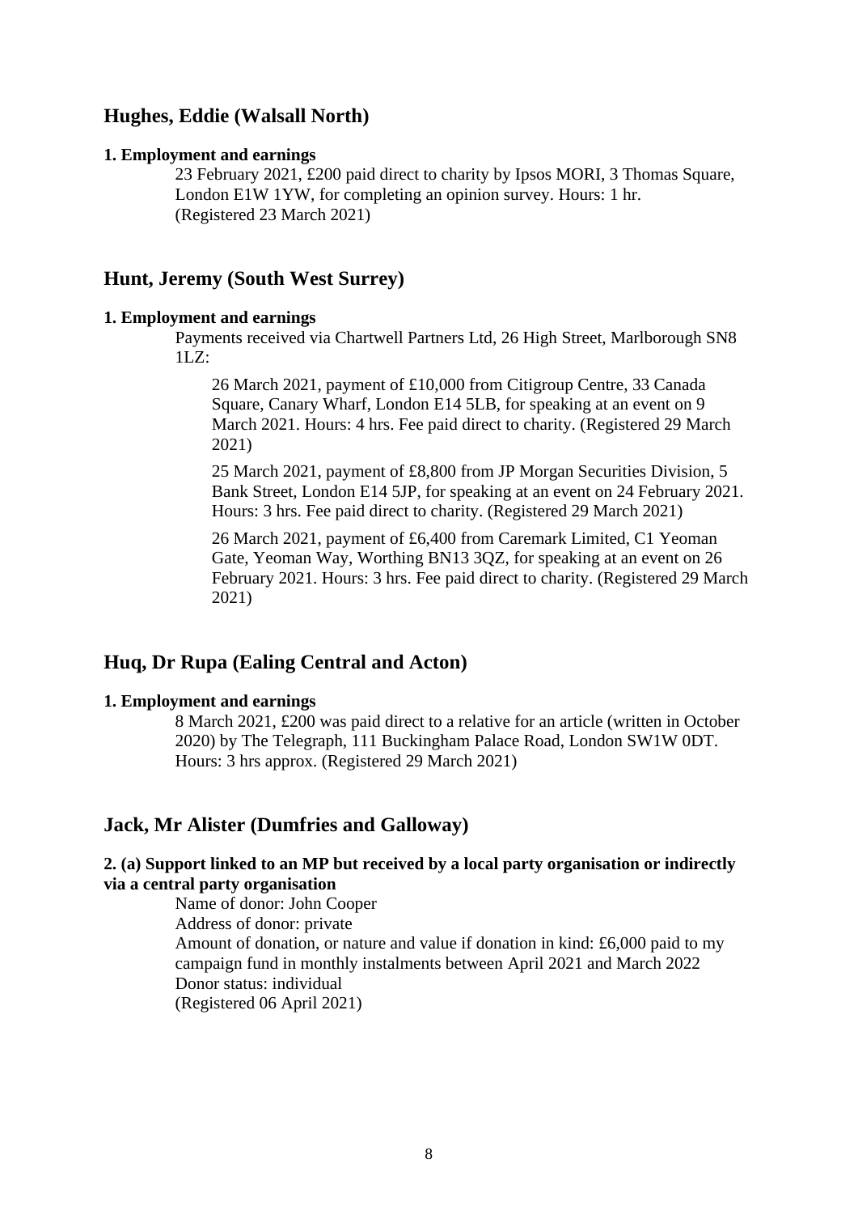## Hughes, Eddie (Walsall North)

**1. Employment and earnings**

23 February 2021, £200 paid direct to charity by Ipsos MORI, 3 Thomas Square, London E1W 1YW, for completing an opinion survey. Hours: 1 hr.
(Registered 23 March 2021)

## Hunt, Jeremy (South West Surrey)

**1. Employment and earnings**

Payments received via Chartwell Partners Ltd, 26 High Street, Marlborough SN8 1LZ:

26 March 2021, payment of £10,000 from Citigroup Centre, 33 Canada Square, Canary Wharf, London E14 5LB, for speaking at an event on 9 March 2021. Hours: 4 hrs. Fee paid direct to charity. (Registered 29 March 2021)

25 March 2021, payment of £8,800 from JP Morgan Securities Division, 5 Bank Street, London E14 5JP, for speaking at an event on 24 February 2021. Hours: 3 hrs. Fee paid direct to charity. (Registered 29 March 2021)

26 March 2021, payment of £6,400 from Caremark Limited, C1 Yeoman Gate, Yeoman Way, Worthing BN13 3QZ, for speaking at an event on 26 February 2021. Hours: 3 hrs. Fee paid direct to charity. (Registered 29 March 2021)

## Huq, Dr Rupa (Ealing Central and Acton)

**1. Employment and earnings**

8 March 2021, £200 was paid direct to a relative for an article (written in October 2020) by The Telegraph, 111 Buckingham Palace Road, London SW1W 0DT. Hours: 3 hrs approx. (Registered 29 March 2021)

## Jack, Mr Alister (Dumfries and Galloway)

**2. (a) Support linked to an MP but received by a local party organisation or indirectly via a central party organisation**

Name of donor: John Cooper
Address of donor: private
Amount of donation, or nature and value if donation in kind: £6,000 paid to my campaign fund in monthly instalments between April 2021 and March 2022
Donor status: individual
(Registered 06 April 2021)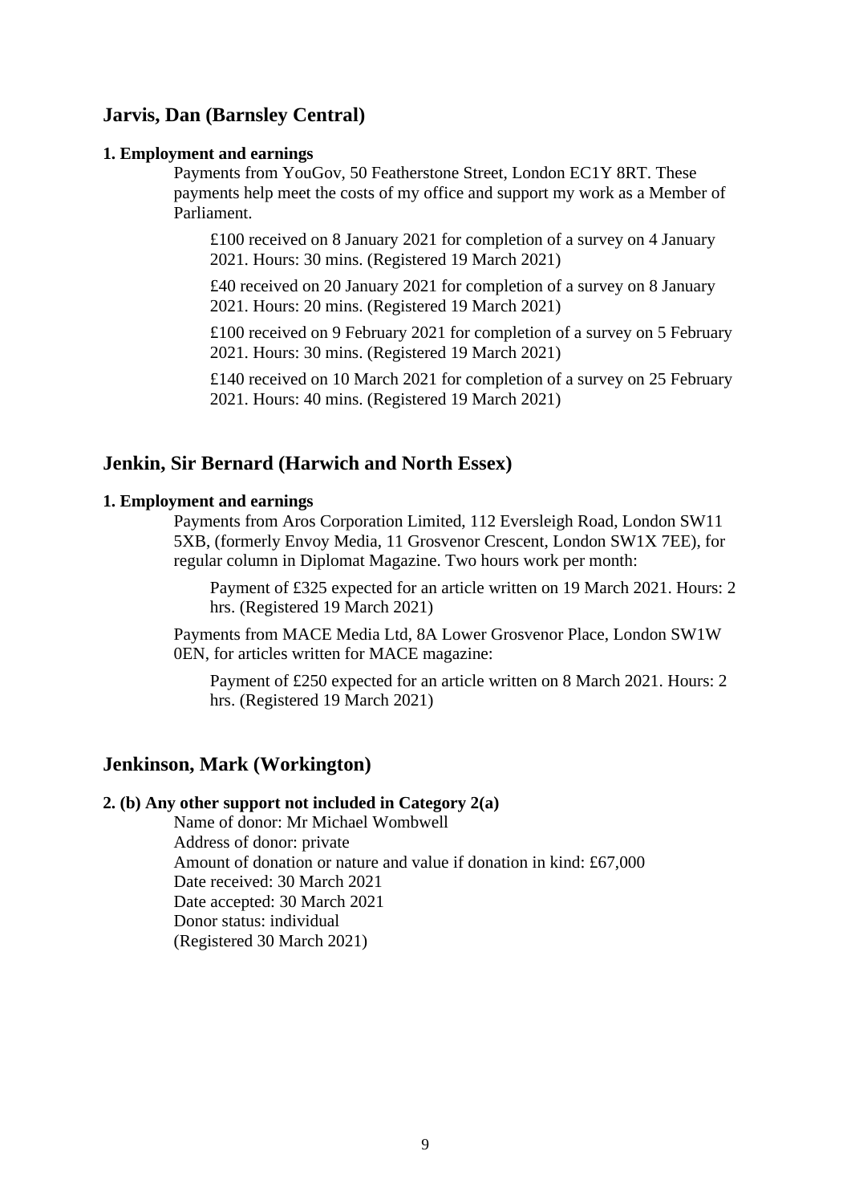## Jarvis, Dan (Barnsley Central)

**1. Employment and earnings**

Payments from YouGov, 50 Featherstone Street, London EC1Y 8RT. These payments help meet the costs of my office and support my work as a Member of Parliament.

£100 received on 8 January 2021 for completion of a survey on 4 January 2021. Hours: 30 mins. (Registered 19 March 2021)

£40 received on 20 January 2021 for completion of a survey on 8 January 2021. Hours: 20 mins. (Registered 19 March 2021)

£100 received on 9 February 2021 for completion of a survey on 5 February 2021. Hours: 30 mins. (Registered 19 March 2021)

£140 received on 10 March 2021 for completion of a survey on 25 February 2021. Hours: 40 mins. (Registered 19 March 2021)

## Jenkin, Sir Bernard (Harwich and North Essex)

**1. Employment and earnings**

Payments from Aros Corporation Limited, 112 Eversleigh Road, London SW11 5XB, (formerly Envoy Media, 11 Grosvenor Crescent, London SW1X 7EE), for regular column in Diplomat Magazine. Two hours work per month:

Payment of £325 expected for an article written on 19 March 2021. Hours: 2 hrs. (Registered 19 March 2021)

Payments from MACE Media Ltd, 8A Lower Grosvenor Place, London SW1W 0EN, for articles written for MACE magazine:

Payment of £250 expected for an article written on 8 March 2021. Hours: 2 hrs. (Registered 19 March 2021)

## Jenkinson, Mark (Workington)

**2. (b) Any other support not included in Category 2(a)**

Name of donor: Mr Michael Wombwell
Address of donor: private
Amount of donation or nature and value if donation in kind: £67,000
Date received: 30 March 2021
Date accepted: 30 March 2021
Donor status: individual
(Registered 30 March 2021)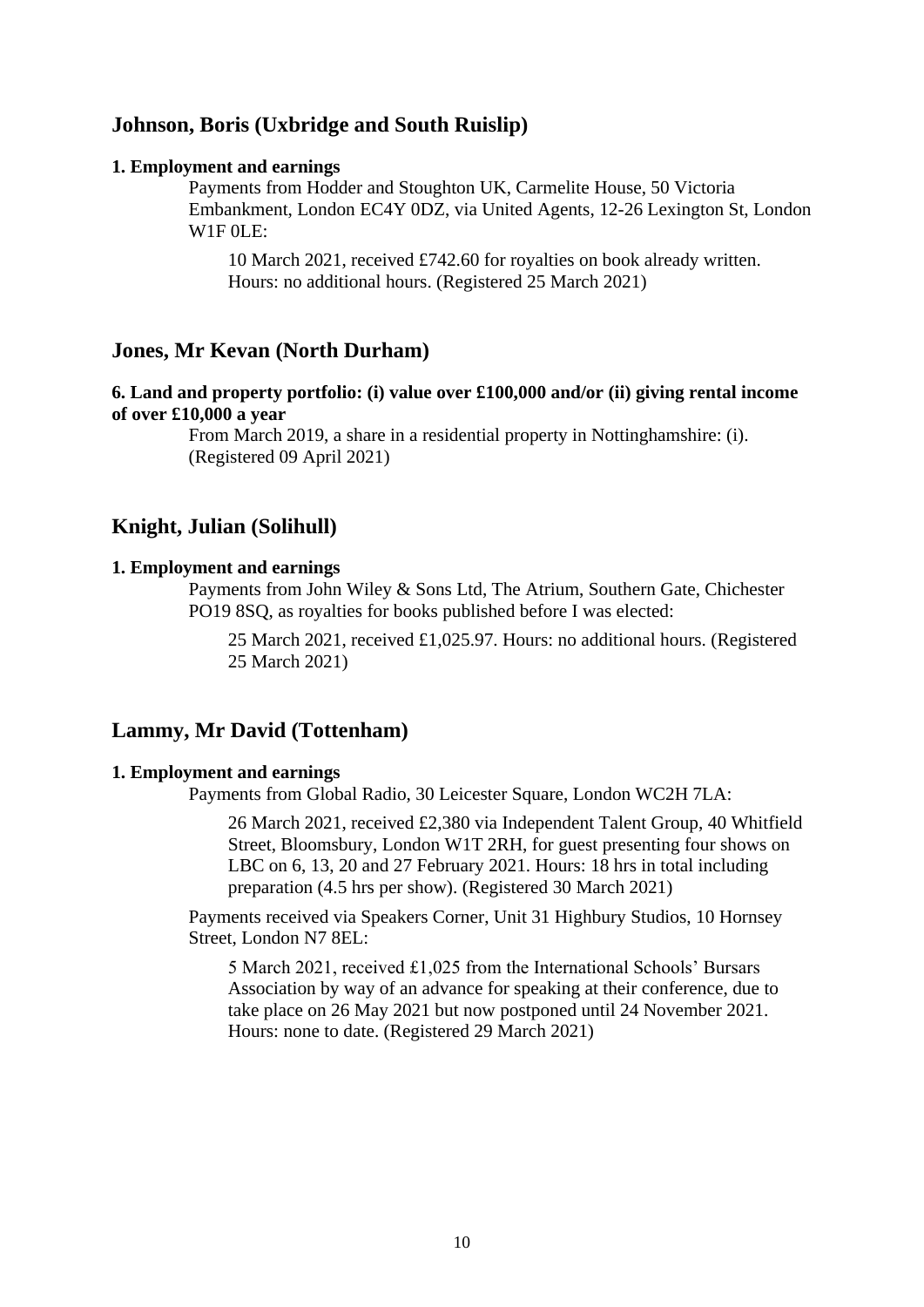## Johnson, Boris (Uxbridge and South Ruislip)

**1. Employment and earnings**

Payments from Hodder and Stoughton UK, Carmelite House, 50 Victoria Embankment, London EC4Y 0DZ, via United Agents, 12-26 Lexington St, London W1F 0LE:

10 March 2021, received £742.60 for royalties on book already written. Hours: no additional hours. (Registered 25 March 2021)

## Jones, Mr Kevan (North Durham)

**6. Land and property portfolio: (i) value over £100,000 and/or (ii) giving rental income of over £10,000 a year**

From March 2019, a share in a residential property in Nottinghamshire: (i). (Registered 09 April 2021)

## Knight, Julian (Solihull)

**1. Employment and earnings**

Payments from John Wiley & Sons Ltd, The Atrium, Southern Gate, Chichester PO19 8SQ, as royalties for books published before I was elected:

25 March 2021, received £1,025.97. Hours: no additional hours. (Registered 25 March 2021)

## Lammy, Mr David (Tottenham)

**1. Employment and earnings**

Payments from Global Radio, 30 Leicester Square, London WC2H 7LA:

26 March 2021, received £2,380 via Independent Talent Group, 40 Whitfield Street, Bloomsbury, London W1T 2RH, for guest presenting four shows on LBC on 6, 13, 20 and 27 February 2021. Hours: 18 hrs in total including preparation (4.5 hrs per show). (Registered 30 March 2021)

Payments received via Speakers Corner, Unit 31 Highbury Studios, 10 Hornsey Street, London N7 8EL:

5 March 2021, received £1,025 from the International Schools' Bursars Association by way of an advance for speaking at their conference, due to take place on 26 May 2021 but now postponed until 24 November 2021. Hours: none to date. (Registered 29 March 2021)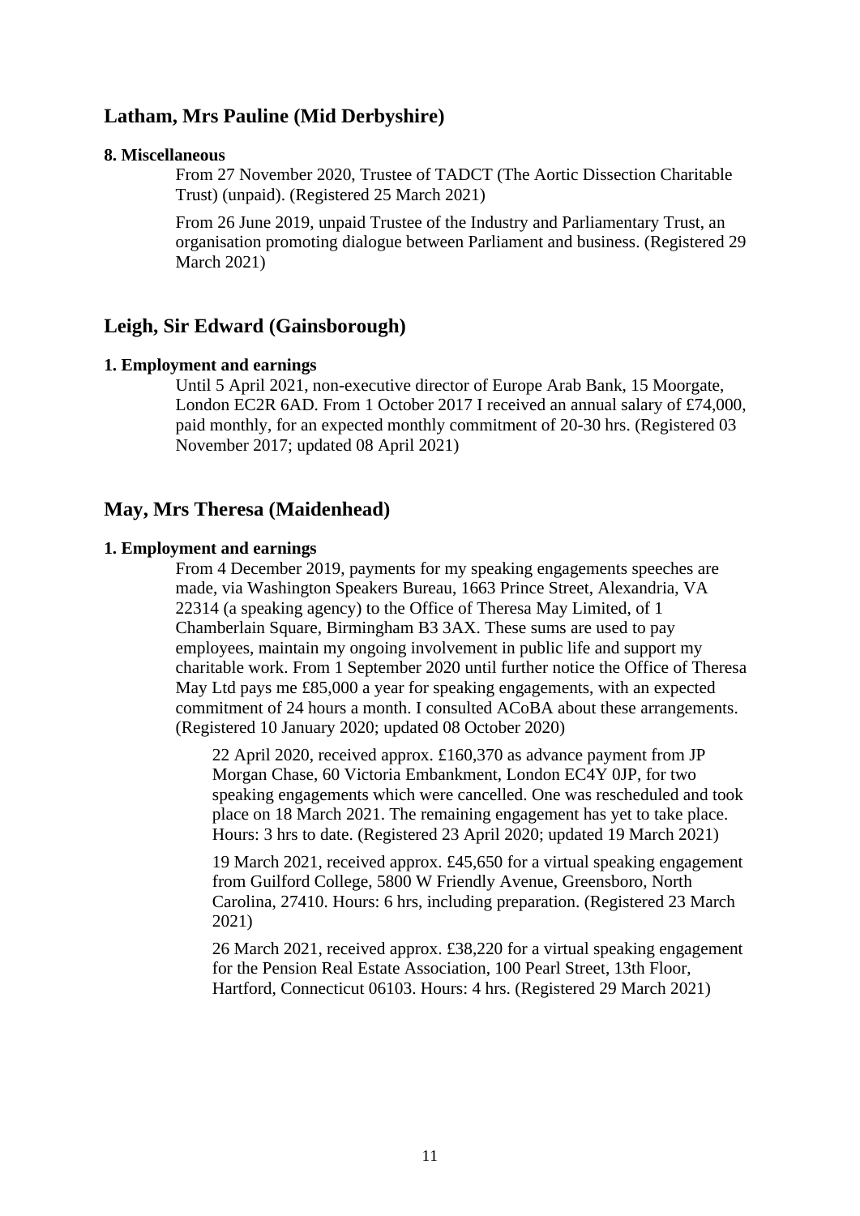## Latham, Mrs Pauline (Mid Derbyshire)

**8. Miscellaneous**

From 27 November 2020, Trustee of TADCT (The Aortic Dissection Charitable Trust) (unpaid). (Registered 25 March 2021)

From 26 June 2019, unpaid Trustee of the Industry and Parliamentary Trust, an organisation promoting dialogue between Parliament and business. (Registered 29 March 2021)

## Leigh, Sir Edward (Gainsborough)

**1. Employment and earnings**

Until 5 April 2021, non-executive director of Europe Arab Bank, 15 Moorgate, London EC2R 6AD. From 1 October 2017 I received an annual salary of £74,000, paid monthly, for an expected monthly commitment of 20-30 hrs. (Registered 03 November 2017; updated 08 April 2021)

## May, Mrs Theresa (Maidenhead)

**1. Employment and earnings**

From 4 December 2019, payments for my speaking engagements speeches are made, via Washington Speakers Bureau, 1663 Prince Street, Alexandria, VA 22314 (a speaking agency) to the Office of Theresa May Limited, of 1 Chamberlain Square, Birmingham B3 3AX. These sums are used to pay employees, maintain my ongoing involvement in public life and support my charitable work. From 1 September 2020 until further notice the Office of Theresa May Ltd pays me £85,000 a year for speaking engagements, with an expected commitment of 24 hours a month. I consulted ACoBA about these arrangements. (Registered 10 January 2020; updated 08 October 2020)

> 22 April 2020, received approx. £160,370 as advance payment from JP Morgan Chase, 60 Victoria Embankment, London EC4Y 0JP, for two speaking engagements which were cancelled. One was rescheduled and took place on 18 March 2021. The remaining engagement has yet to take place. Hours: 3 hrs to date. (Registered 23 April 2020; updated 19 March 2021)
>
> 19 March 2021, received approx. £45,650 for a virtual speaking engagement from Guilford College, 5800 W Friendly Avenue, Greensboro, North Carolina, 27410. Hours: 6 hrs, including preparation. (Registered 23 March 2021)
>
> 26 March 2021, received approx. £38,220 for a virtual speaking engagement for the Pension Real Estate Association, 100 Pearl Street, 13th Floor, Hartford, Connecticut 06103. Hours: 4 hrs. (Registered 29 March 2021)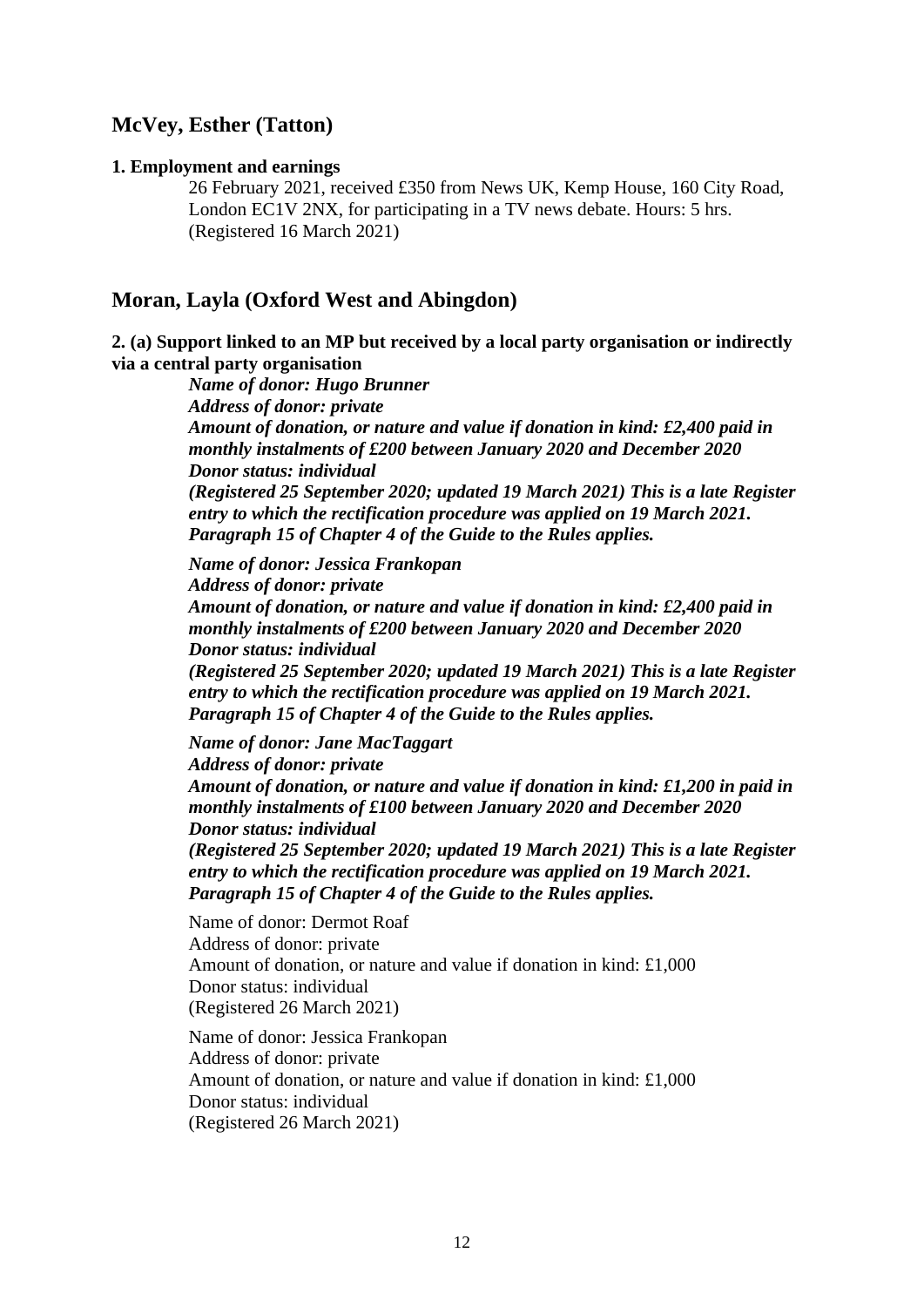## McVey, Esther (Tatton)

**1. Employment and earnings**

26 February 2021, received £350 from News UK, Kemp House, 160 City Road, London EC1V 2NX, for participating in a TV news debate. Hours: 5 hrs. (Registered 16 March 2021)

## Moran, Layla (Oxford West and Abingdon)

**2. (a) Support linked to an MP but received by a local party organisation or indirectly via a central party organisation**

***Name of donor: Hugo Brunner***
***Address of donor: private***
***Amount of donation, or nature and value if donation in kind: £2,400 paid in monthly instalments of £200 between January 2020 and December 2020***
***Donor status: individual***
***(Registered 25 September 2020; updated 19 March 2021) This is a late Register entry to which the rectification procedure was applied on 19 March 2021. Paragraph 15 of Chapter 4 of the Guide to the Rules applies.***

***Name of donor: Jessica Frankopan***
***Address of donor: private***
***Amount of donation, or nature and value if donation in kind: £2,400 paid in monthly instalments of £200 between January 2020 and December 2020***
***Donor status: individual***
***(Registered 25 September 2020; updated 19 March 2021) This is a late Register entry to which the rectification procedure was applied on 19 March 2021. Paragraph 15 of Chapter 4 of the Guide to the Rules applies.***

***Name of donor: Jane MacTaggart***
***Address of donor: private***
***Amount of donation, or nature and value if donation in kind: £1,200 in paid in monthly instalments of £100 between January 2020 and December 2020***
***Donor status: individual***
***(Registered 25 September 2020; updated 19 March 2021) This is a late Register entry to which the rectification procedure was applied on 19 March 2021. Paragraph 15 of Chapter 4 of the Guide to the Rules applies.***

Name of donor: Dermot Roaf
Address of donor: private
Amount of donation, or nature and value if donation in kind: £1,000
Donor status: individual
(Registered 26 March 2021)

Name of donor: Jessica Frankopan
Address of donor: private
Amount of donation, or nature and value if donation in kind: £1,000
Donor status: individual
(Registered 26 March 2021)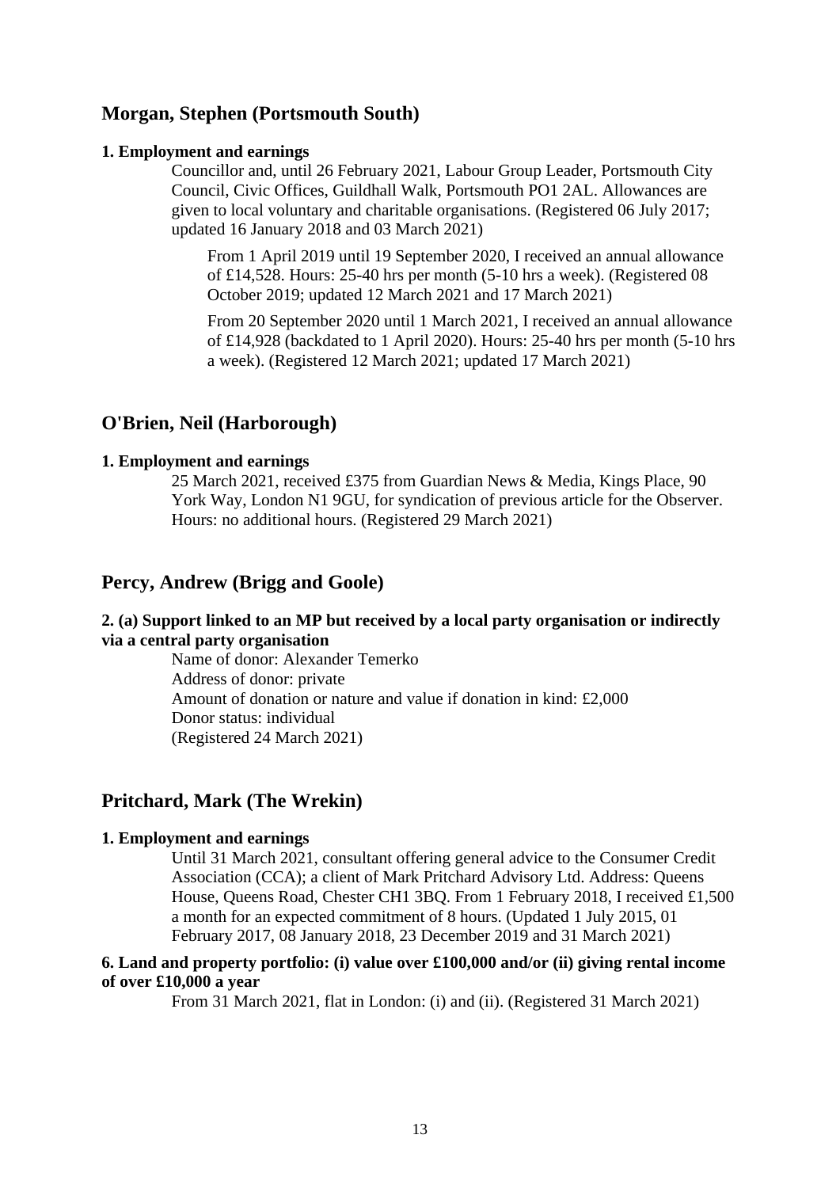## Morgan, Stephen (Portsmouth South)

**1. Employment and earnings**

Councillor and, until 26 February 2021, Labour Group Leader, Portsmouth City Council, Civic Offices, Guildhall Walk, Portsmouth PO1 2AL. Allowances are given to local voluntary and charitable organisations. (Registered 06 July 2017; updated 16 January 2018 and 03 March 2021)

From 1 April 2019 until 19 September 2020, I received an annual allowance of £14,528. Hours: 25-40 hrs per month (5-10 hrs a week). (Registered 08 October 2019; updated 12 March 2021 and 17 March 2021)

From 20 September 2020 until 1 March 2021, I received an annual allowance of £14,928 (backdated to 1 April 2020). Hours: 25-40 hrs per month (5-10 hrs a week). (Registered 12 March 2021; updated 17 March 2021)

## O'Brien, Neil (Harborough)

**1. Employment and earnings**

25 March 2021, received £375 from Guardian News & Media, Kings Place, 90 York Way, London N1 9GU, for syndication of previous article for the Observer. Hours: no additional hours. (Registered 29 March 2021)

## Percy, Andrew (Brigg and Goole)

**2. (a) Support linked to an MP but received by a local party organisation or indirectly via a central party organisation**

Name of donor: Alexander Temerko
Address of donor: private
Amount of donation or nature and value if donation in kind: £2,000
Donor status: individual
(Registered 24 March 2021)

## Pritchard, Mark (The Wrekin)

**1. Employment and earnings**

Until 31 March 2021, consultant offering general advice to the Consumer Credit Association (CCA); a client of Mark Pritchard Advisory Ltd. Address: Queens House, Queens Road, Chester CH1 3BQ. From 1 February 2018, I received £1,500 a month for an expected commitment of 8 hours. (Updated 1 July 2015, 01 February 2017, 08 January 2018, 23 December 2019 and 31 March 2021)

**6. Land and property portfolio: (i) value over £100,000 and/or (ii) giving rental income of over £10,000 a year**

From 31 March 2021, flat in London: (i) and (ii). (Registered 31 March 2021)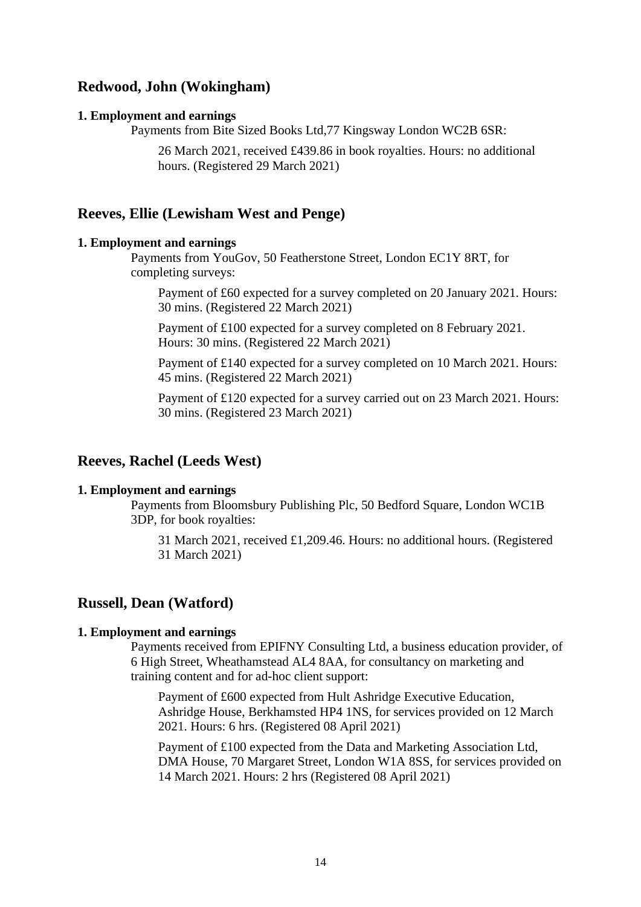## Redwood, John (Wokingham)

**1. Employment and earnings**

Payments from Bite Sized Books Ltd,77 Kingsway London WC2B 6SR:

26 March 2021, received £439.86 in book royalties. Hours: no additional hours. (Registered 29 March 2021)

## Reeves, Ellie (Lewisham West and Penge)

**1. Employment and earnings**

Payments from YouGov, 50 Featherstone Street, London EC1Y 8RT, for completing surveys:

Payment of £60 expected for a survey completed on 20 January 2021. Hours: 30 mins. (Registered 22 March 2021)

Payment of £100 expected for a survey completed on 8 February 2021. Hours: 30 mins. (Registered 22 March 2021)

Payment of £140 expected for a survey completed on 10 March 2021. Hours: 45 mins. (Registered 22 March 2021)

Payment of £120 expected for a survey carried out on 23 March 2021. Hours: 30 mins. (Registered 23 March 2021)

## Reeves, Rachel (Leeds West)

**1. Employment and earnings**

Payments from Bloomsbury Publishing Plc, 50 Bedford Square, London WC1B 3DP, for book royalties:

31 March 2021, received £1,209.46. Hours: no additional hours. (Registered 31 March 2021)

## Russell, Dean (Watford)

**1. Employment and earnings**

Payments received from EPIFNY Consulting Ltd, a business education provider, of 6 High Street, Wheathamstead AL4 8AA, for consultancy on marketing and training content and for ad-hoc client support:

Payment of £600 expected from Hult Ashridge Executive Education, Ashridge House, Berkhamsted HP4 1NS, for services provided on 12 March 2021. Hours: 6 hrs. (Registered 08 April 2021)

Payment of £100 expected from the Data and Marketing Association Ltd, DMA House, 70 Margaret Street, London W1A 8SS, for services provided on 14 March 2021. Hours: 2 hrs (Registered 08 April 2021)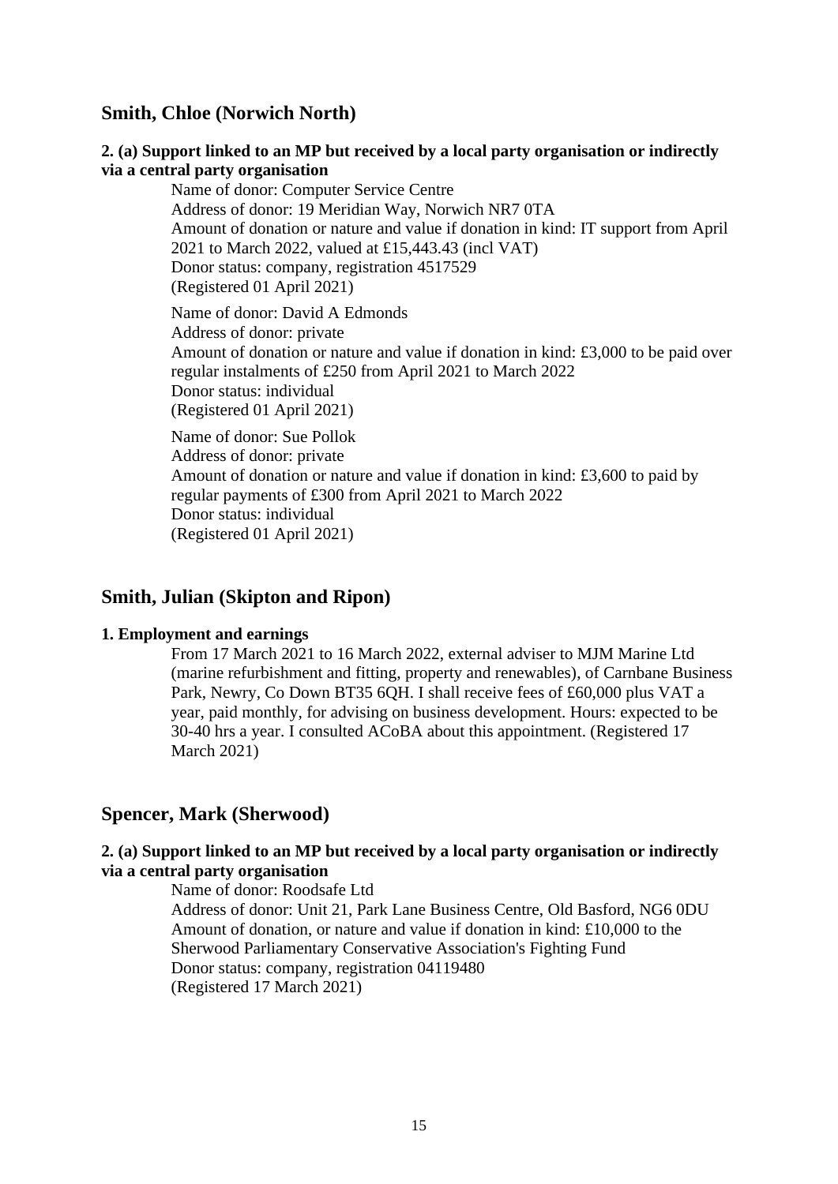## Smith, Chloe (Norwich North)

### 2. (a) Support linked to an MP but received by a local party organisation or indirectly via a central party organisation

Name of donor: Computer Service Centre
Address of donor: 19 Meridian Way, Norwich NR7 0TA
Amount of donation or nature and value if donation in kind: IT support from April 2021 to March 2022, valued at £15,443.43 (incl VAT)
Donor status: company, registration 4517529
(Registered 01 April 2021)

Name of donor: David A Edmonds
Address of donor: private
Amount of donation or nature and value if donation in kind: £3,000 to be paid over regular instalments of £250 from April 2021 to March 2022
Donor status: individual
(Registered 01 April 2021)

Name of donor: Sue Pollok
Address of donor: private
Amount of donation or nature and value if donation in kind: £3,600 to paid by regular payments of £300 from April 2021 to March 2022
Donor status: individual
(Registered 01 April 2021)

## Smith, Julian (Skipton and Ripon)

### 1. Employment and earnings

From 17 March 2021 to 16 March 2022, external adviser to MJM Marine Ltd (marine refurbishment and fitting, property and renewables), of Carnbane Business Park, Newry, Co Down BT35 6QH. I shall receive fees of £60,000 plus VAT a year, paid monthly, for advising on business development. Hours: expected to be 30-40 hrs a year. I consulted ACoBA about this appointment. (Registered 17 March 2021)

## Spencer, Mark (Sherwood)

### 2. (a) Support linked to an MP but received by a local party organisation or indirectly via a central party organisation

Name of donor: Roodsafe Ltd
Address of donor: Unit 21, Park Lane Business Centre, Old Basford, NG6 0DU
Amount of donation, or nature and value if donation in kind: £10,000 to the Sherwood Parliamentary Conservative Association's Fighting Fund
Donor status: company, registration 04119480
(Registered 17 March 2021)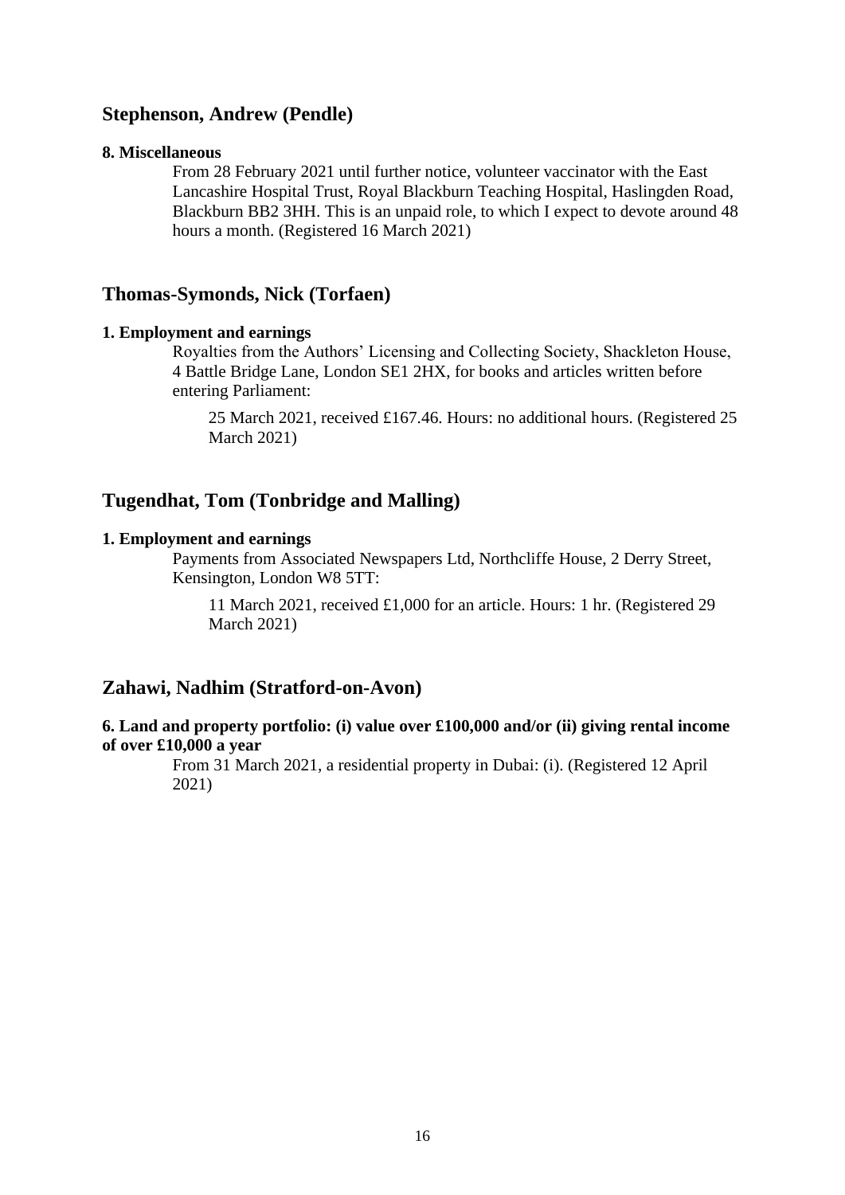## Stephenson, Andrew (Pendle)

**8. Miscellaneous**

From 28 February 2021 until further notice, volunteer vaccinator with the East Lancashire Hospital Trust, Royal Blackburn Teaching Hospital, Haslingden Road, Blackburn BB2 3HH. This is an unpaid role, to which I expect to devote around 48 hours a month. (Registered 16 March 2021)

## Thomas-Symonds, Nick (Torfaen)

**1. Employment and earnings**

Royalties from the Authors' Licensing and Collecting Society, Shackleton House, 4 Battle Bridge Lane, London SE1 2HX, for books and articles written before entering Parliament:

> 25 March 2021, received £167.46. Hours: no additional hours. (Registered 25 March 2021)

## Tugendhat, Tom (Tonbridge and Malling)

**1. Employment and earnings**

Payments from Associated Newspapers Ltd, Northcliffe House, 2 Derry Street, Kensington, London W8 5TT:

> 11 March 2021, received £1,000 for an article. Hours: 1 hr. (Registered 29 March 2021)

## Zahawi, Nadhim (Stratford-on-Avon)

**6. Land and property portfolio: (i) value over £100,000 and/or (ii) giving rental income of over £10,000 a year**

From 31 March 2021, a residential property in Dubai: (i). (Registered 12 April 2021)